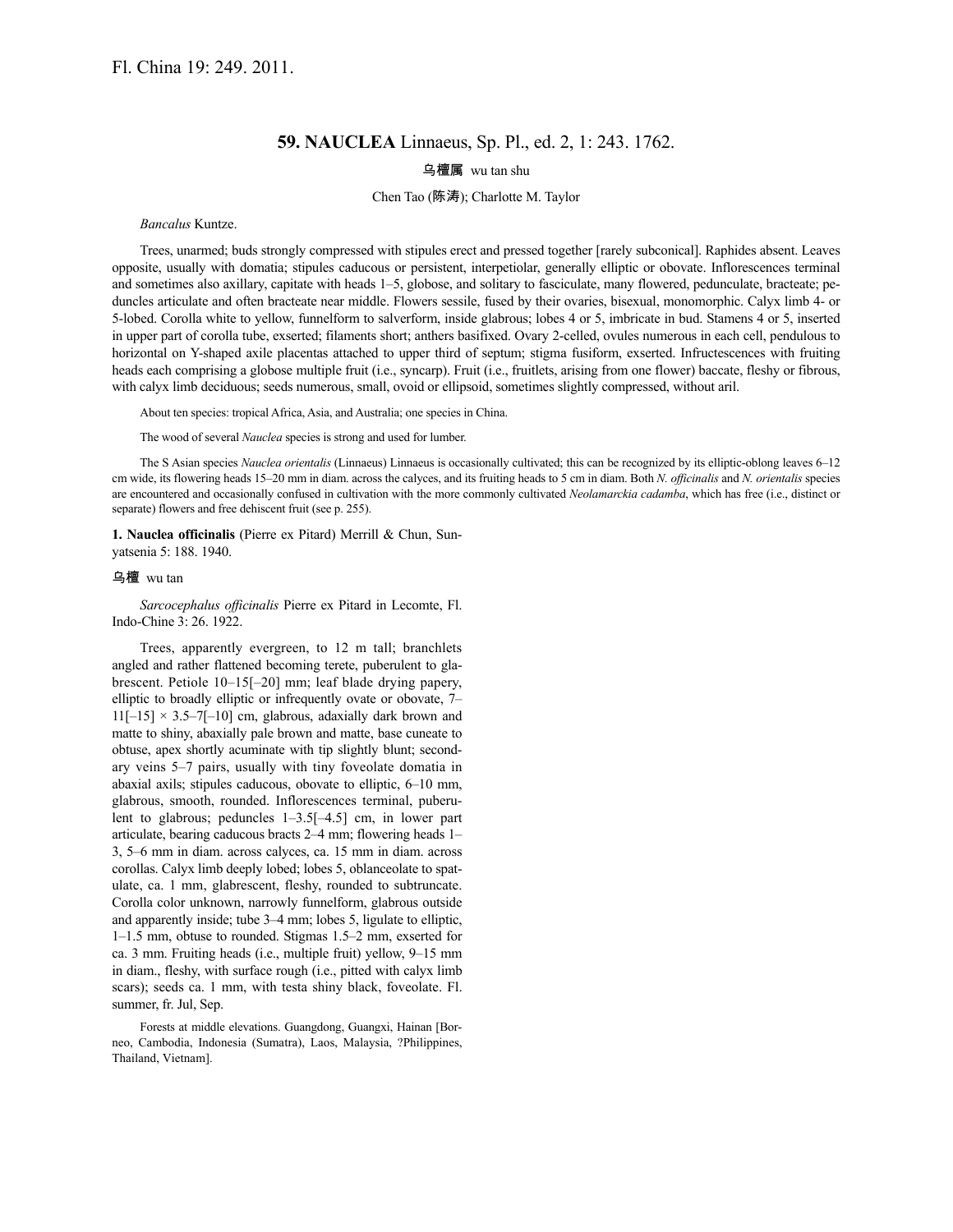Fl. China 19: 249. 2011.

# 59. NAUCLEA Linnaeus, Sp. Pl., ed. 2, 1: 243. 1762.

乌檀属 wu tan shu

Chen Tao (陈涛); Charlotte M. Taylor

*Bancalus* Kuntze.

Trees, unarmed; buds strongly compressed with stipules erect and pressed together [rarely subconical]. Raphides absent. Leaves opposite, usually with domatia; stipules caducous or persistent, interpetiolar, generally elliptic or obovate. Inflorescences terminal and sometimes also axillary, capitate with heads 1–5, globose, and solitary to fasciculate, many flowered, pedunculate, bracteate; peduncles articulate and often bracteate near middle. Flowers sessile, fused by their ovaries, bisexual, monomorphic. Calyx limb 4- or 5-lobed. Corolla white to yellow, funnelform to salverform, inside glabrous; lobes 4 or 5, imbricate in bud. Stamens 4 or 5, inserted in upper part of corolla tube, exserted; filaments short; anthers basifixed. Ovary 2-celled, ovules numerous in each cell, pendulous to horizontal on Y-shaped axile placentas attached to upper third of septum; stigma fusiform, exserted. Infructescences with fruiting heads each comprising a globose multiple fruit (i.e., syncarp). Fruit (i.e., fruitlets, arising from one flower) baccate, fleshy or fibrous, with calyx limb deciduous; seeds numerous, small, ovoid or ellipsoid, sometimes slightly compressed, without aril.

About ten species: tropical Africa, Asia, and Australia; one species in China.

The wood of several *Nauclea* species is strong and used for lumber.

The S Asian species *Nauclea orientalis* (Linnaeus) Linnaeus is occasionally cultivated; this can be recognized by its elliptic-oblong leaves 6–12 cm wide, its flowering heads 15–20 mm in diam. across the calyces, and its fruiting heads to 5 cm in diam. Both *N. officinalis* and *N. orientalis* species are encountered and occasionally confused in cultivation with the more commonly cultivated *Neolamarckia cadamba*, which has free (i.e., distinct or separate) flowers and free dehiscent fruit (see p. 255).

**1. Nauclea officinalis** (Pierre ex Pitard) Merrill & Chun, Sunyatsenia 5: 188. 1940.

乌檀 wu tan

*Sarcocephalus officinalis* Pierre ex Pitard in Lecomte, Fl. Indo-Chine 3: 26. 1922.

Trees, apparently evergreen, to 12 m tall; branchlets angled and rather flattened becoming terete, puberulent to glabrescent. Petiole 10–15[–20] mm; leaf blade drying papery, elliptic to broadly elliptic or infrequently ovate or obovate, 7–11[–15] × 3.5–7[–10] cm, glabrous, adaxially dark brown and matte to shiny, abaxially pale brown and matte, base cuneate to obtuse, apex shortly acuminate with tip slightly blunt; secondary veins 5–7 pairs, usually with tiny foveolate domatia in abaxial axils; stipules caducous, obovate to elliptic, 6–10 mm, glabrous, smooth, rounded. Inflorescences terminal, puberulent to glabrous; peduncles 1–3.5[–4.5] cm, in lower part articulate, bearing caducous bracts 2–4 mm; flowering heads 1–3, 5–6 mm in diam. across calyces, ca. 15 mm in diam. across corollas. Calyx limb deeply lobed; lobes 5, oblanceolate to spatulate, ca. 1 mm, glabrescent, fleshy, rounded to subtruncate. Corolla color unknown, narrowly funnelform, glabrous outside and apparently inside; tube 3–4 mm; lobes 5, ligulate to elliptic, 1–1.5 mm, obtuse to rounded. Stigmas 1.5–2 mm, exserted for ca. 3 mm. Fruiting heads (i.e., multiple fruit) yellow, 9–15 mm in diam., fleshy, with surface rough (i.e., pitted with calyx limb scars); seeds ca. 1 mm, with testa shiny black, foveolate. Fl. summer, fr. Jul, Sep.

Forests at middle elevations. Guangdong, Guangxi, Hainan [Borneo, Cambodia, Indonesia (Sumatra), Laos, Malaysia, ?Philippines, Thailand, Vietnam].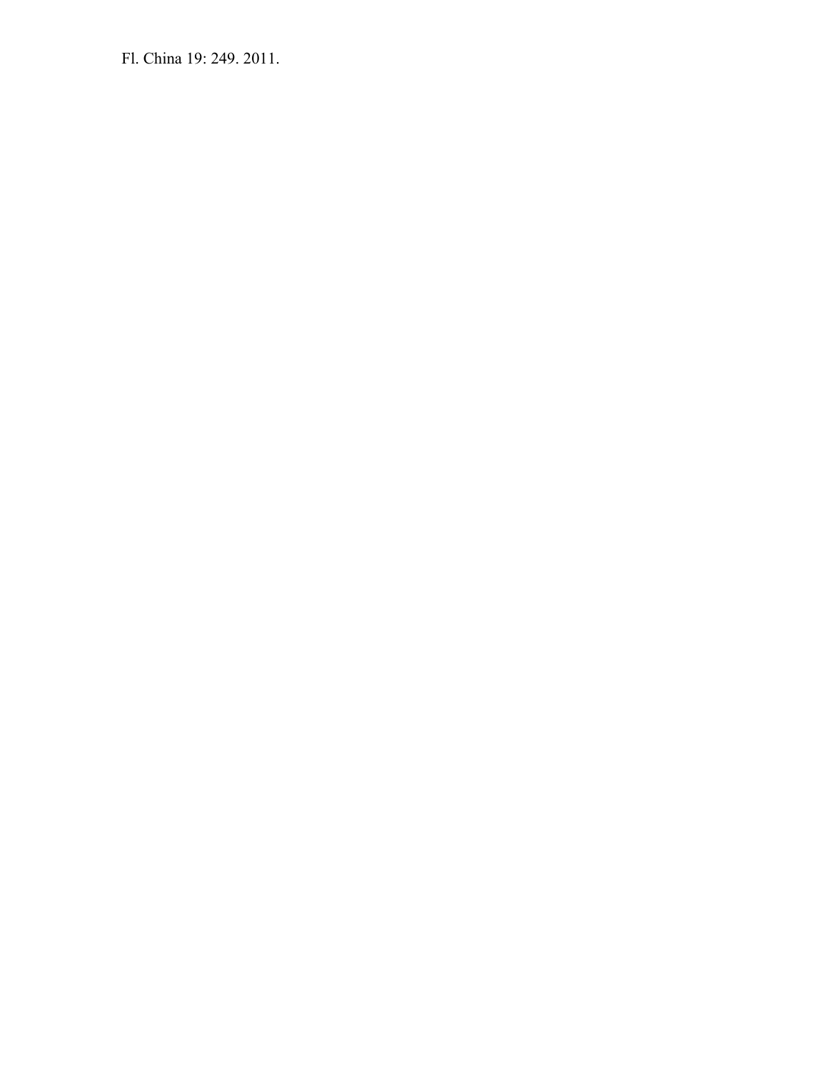Fl. China 19: 249. 2011.